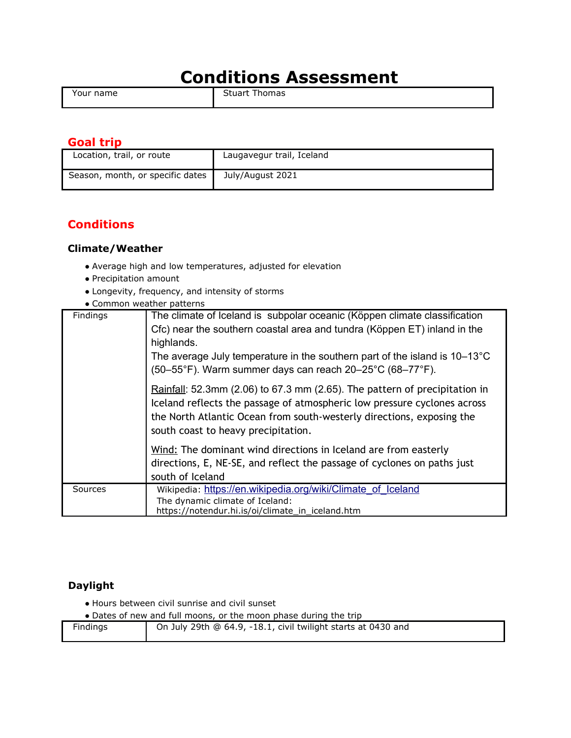# Conditions Assessment

| Your name | Stuart Thomas |
|---|---|

## Goal trip

| Location, trail, or route | Laugavegur trail, Iceland |
|---|---|
| Season, month, or specific dates | July/August 2021 |

## Conditions

### Climate/Weather

- Average high and low temperatures, adjusted for elevation
- Precipitation amount
- Longevity, frequency, and intensity of storms
- Common weather patterns

| Findings | The climate of Iceland is subpolar oceanic (Köppen climate classification Cfc) near the southern coastal area and tundra (Köppen ET) inland in the highlands.<br>The average July temperature in the southern part of the island is 10–13°C (50–55°F). Warm summer days can reach 20–25°C (68–77°F).<br><br>Rainfall: 52.3mm (2.06) to 67.3 mm (2.65). The pattern of precipitation in Iceland reflects the passage of atmospheric low pressure cyclones across the North Atlantic Ocean from south-westerly directions, exposing the south coast to heavy precipitation.<br><br>Wind: The dominant wind directions in Iceland are from easterly directions, E, NE-SE, and reflect the passage of cyclones on paths just south of Iceland |
|---|---|
| Sources | Wikipedia: https://en.wikipedia.org/wiki/Climate_of_Iceland<br>The dynamic climate of Iceland: https://notendur.hi.is/oi/climate_in_iceland.htm |

### Daylight

- Hours between civil sunrise and civil sunset
- Dates of new and full moons, or the moon phase during the trip

| Findings | On July 29th @ 64.9, -18.1, civil twilight starts at 0430 and |
|---|---|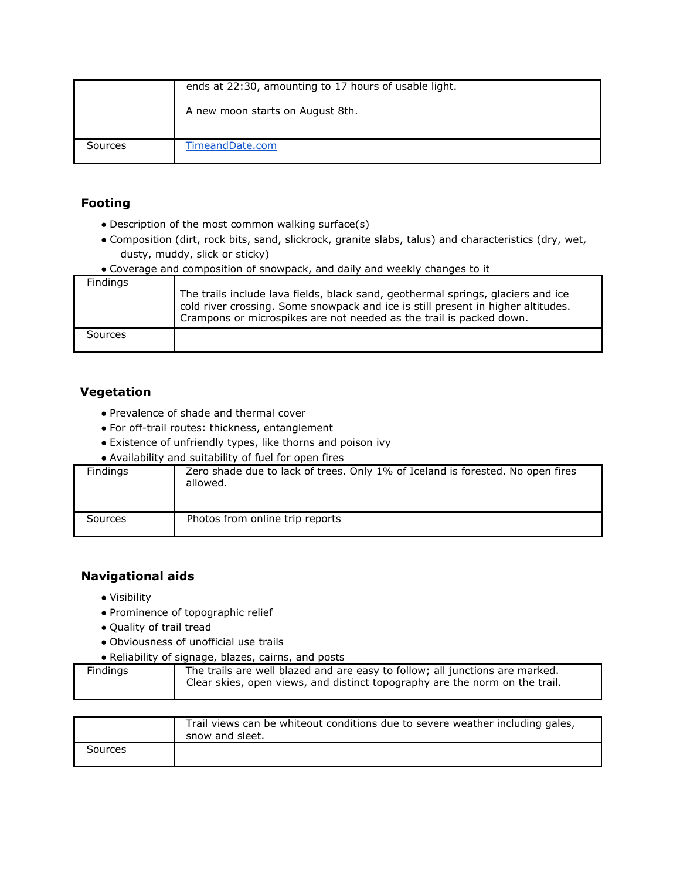| | |
|---|---|
| | ends at 22:30, amounting to 17 hours of usable light.<br><br>A new moon starts on August 8th. |
| Sources | [TimeandDate.com](TimeandDate.com) |

### Footing

- Description of the most common walking surface(s)
- Composition (dirt, rock bits, sand, slickrock, granite slabs, talus) and characteristics (dry, wet, dusty, muddy, slick or sticky)
- Coverage and composition of snowpack, and daily and weekly changes to it

| | |
|---|---|
| Findings | The trails include lava fields, black sand, geothermal springs, glaciers and ice cold river crossing. Some snowpack and ice is still present in higher altitudes. Crampons or microspikes are not needed as the trail is packed down. |
| Sources | |

### Vegetation

- Prevalence of shade and thermal cover
- For off-trail routes: thickness, entanglement
- Existence of unfriendly types, like thorns and poison ivy
- Availability and suitability of fuel for open fires

| | |
|---|---|
| Findings | Zero shade due to lack of trees. Only 1% of Iceland is forested. No open fires allowed. |
| Sources | Photos from online trip reports |

### Navigational aids

- Visibility
- Prominence of topographic relief
- Quality of trail tread
- Obviousness of unofficial use trails
- Reliability of signage, blazes, cairns, and posts

| | |
|---|---|
| Findings | The trails are well blazed and are easy to follow; all junctions are marked. Clear skies, open views, and distinct topography are the norm on the trail. |
| | Trail views can be whiteout conditions due to severe weather including gales, snow and sleet. |
| Sources | |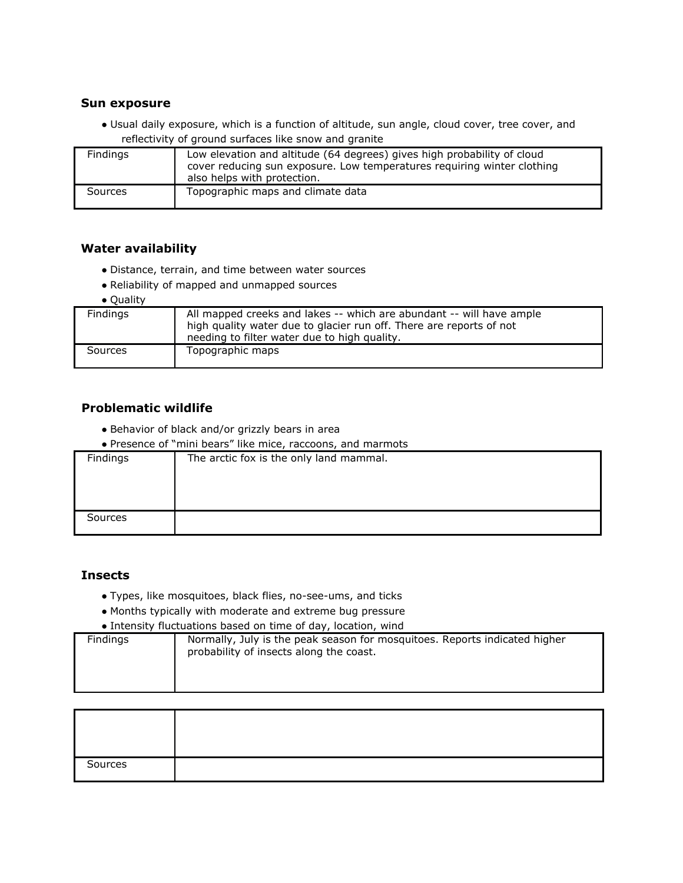### Sun exposure

- Usual daily exposure, which is a function of altitude, sun angle, cloud cover, tree cover, and reflectivity of ground surfaces like snow and granite

| | |
|---|---|
| Findings | Low elevation and altitude (64 degrees) gives high probability of cloud cover reducing sun exposure. Low temperatures requiring winter clothing also helps with protection. |
| Sources | Topographic maps and climate data |

### Water availability

- Distance, terrain, and time between water sources
- Reliability of mapped and unmapped sources
- Quality

| | |
|---|---|
| Findings | All mapped creeks and lakes -- which are abundant -- will have ample high quality water due to glacier run off. There are reports of not needing to filter water due to high quality. |
| Sources | Topographic maps |

### Problematic wildlife

- Behavior of black and/or grizzly bears in area
- Presence of "mini bears" like mice, raccoons, and marmots

| | |
|---|---|
| Findings | The arctic fox is the only land mammal. |
| Sources | |

### Insects

- Types, like mosquitoes, black flies, no-see-ums, and ticks
- Months typically with moderate and extreme bug pressure
- Intensity fluctuations based on time of day, location, wind

| | |
|---|---|
| Findings | Normally, July is the peak season for mosquitoes. Reports indicated higher probability of insects along the coast. |
| | |
| Sources | |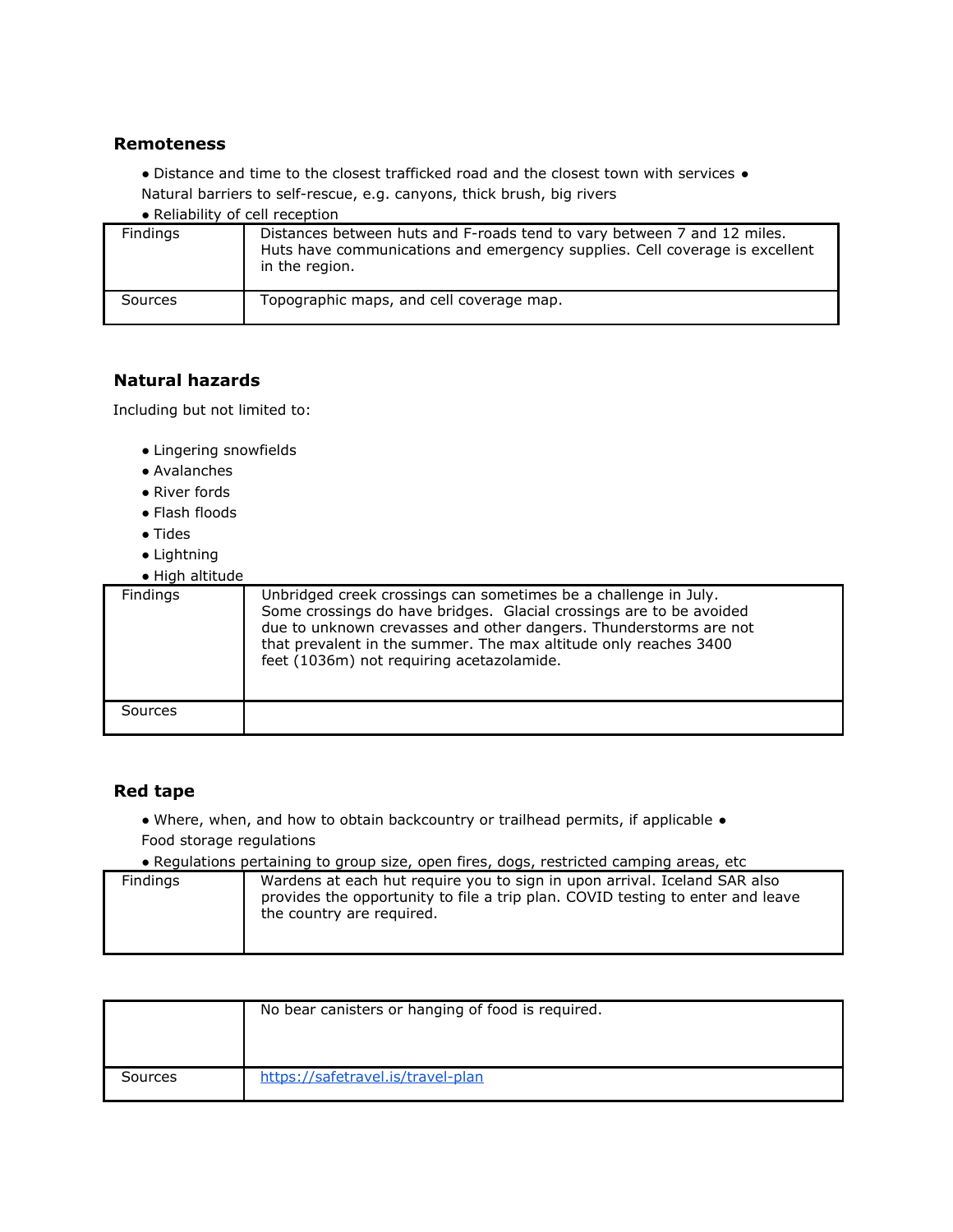### Remoteness

- Distance and time to the closest trafficked road and the closest town with services
- Natural barriers to self-rescue, e.g. canyons, thick brush, big rivers
- Reliability of cell reception

| | |
|---|---|
| Findings | Distances between huts and F-roads tend to vary between 7 and 12 miles. Huts have communications and emergency supplies. Cell coverage is excellent in the region. |
| Sources | Topographic maps, and cell coverage map. |

### Natural hazards

Including but not limited to:

- Lingering snowfields
- Avalanches
- River fords
- Flash floods
- Tides
- Lightning
- High altitude

| | |
|---|---|
| Findings | Unbridged creek crossings can sometimes be a challenge in July. Some crossings do have bridges. Glacial crossings are to be avoided due to unknown crevasses and other dangers. Thunderstorms are not that prevalent in the summer. The max altitude only reaches 3400 feet (1036m) not requiring acetazolamide. |
| Sources | |

### Red tape

- Where, when, and how to obtain backcountry or trailhead permits, if applicable
- Food storage regulations
- Regulations pertaining to group size, open fires, dogs, restricted camping areas, etc

| | |
|---|---|
| Findings | Wardens at each hut require you to sign in upon arrival. Iceland SAR also provides the opportunity to file a trip plan. COVID testing to enter and leave the country are required. |
| | No bear canisters or hanging of food is required. |
| Sources | https://safetravel.is/travel-plan |